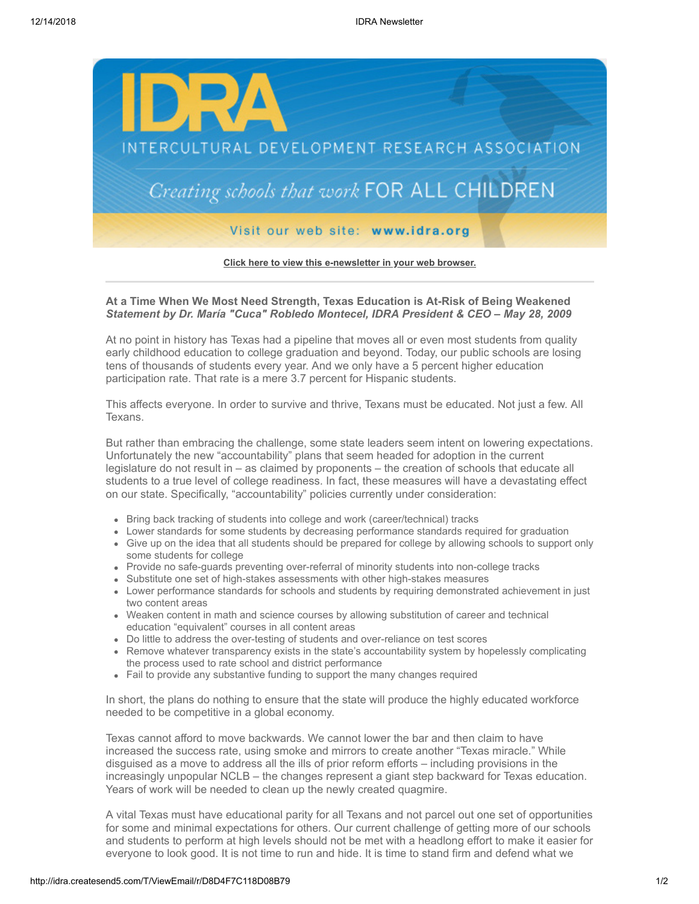Click here to view this e-newsletter in your web browser.

**At a Time When We Most Need Strength, Texas Education is At-Risk of Being Weakened**
***Statement by Dr. María "Cuca" Robledo Montecel, IDRA President & CEO – May 28, 2009***

At no point in history has Texas had a pipeline that moves all or even most students from quality early childhood education to college graduation and beyond. Today, our public schools are losing tens of thousands of students every year. And we only have a 5 percent higher education participation rate. That rate is a mere 3.7 percent for Hispanic students.

This affects everyone. In order to survive and thrive, Texans must be educated. Not just a few. All Texans.

But rather than embracing the challenge, some state leaders seem intent on lowering expectations. Unfortunately the new "accountability" plans that seem headed for adoption in the current legislature do not result in – as claimed by proponents – the creation of schools that educate all students to a true level of college readiness. In fact, these measures will have a devastating effect on our state. Specifically, "accountability" policies currently under consideration:

- Bring back tracking of students into college and work (career/technical) tracks
- Lower standards for some students by decreasing performance standards required for graduation
- Give up on the idea that all students should be prepared for college by allowing schools to support only some students for college
- Provide no safe-guards preventing over-referral of minority students into non-college tracks
- Substitute one set of high-stakes assessments with other high-stakes measures
- Lower performance standards for schools and students by requiring demonstrated achievement in just two content areas
- Weaken content in math and science courses by allowing substitution of career and technical education "equivalent" courses in all content areas
- Do little to address the over-testing of students and over-reliance on test scores
- Remove whatever transparency exists in the state's accountability system by hopelessly complicating the process used to rate school and district performance
- Fail to provide any substantive funding to support the many changes required

In short, the plans do nothing to ensure that the state will produce the highly educated workforce needed to be competitive in a global economy.

Texas cannot afford to move backwards. We cannot lower the bar and then claim to have increased the success rate, using smoke and mirrors to create another "Texas miracle." While disguised as a move to address all the ills of prior reform efforts – including provisions in the increasingly unpopular NCLB – the changes represent a giant step backward for Texas education. Years of work will be needed to clean up the newly created quagmire.

A vital Texas must have educational parity for all Texans and not parcel out one set of opportunities for some and minimal expectations for others. Our current challenge of getting more of our schools and students to perform at high levels should not be met with a headlong effort to make it easier for everyone to look good. It is not time to run and hide. It is time to stand firm and defend what we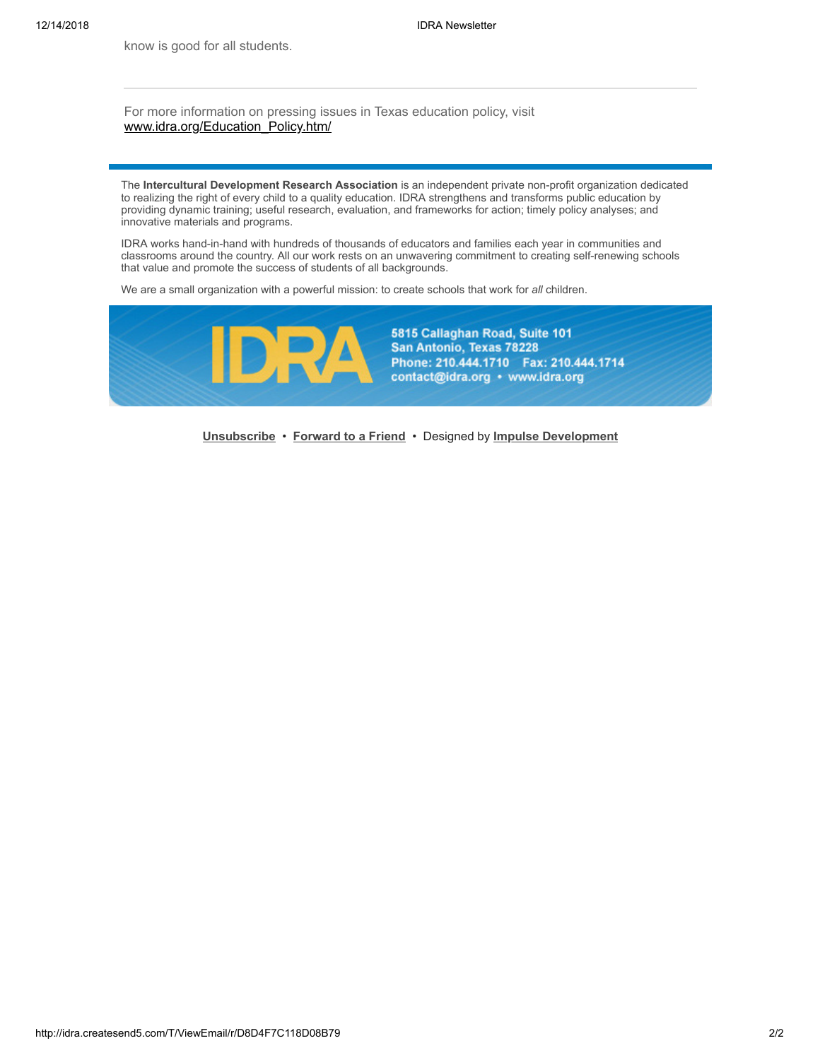know is good for all students.

---

For more information on pressing issues in Texas education policy, visit
www.idra.org/Education_Policy.htm/

The **Intercultural Development Research Association** is an independent private non-profit organization dedicated to realizing the right of every child to a quality education. IDRA strengthens and transforms public education by providing dynamic training; useful research, evaluation, and frameworks for action; timely policy analyses; and innovative materials and programs.

IDRA works hand-in-hand with hundreds of thousands of educators and families each year in communities and classrooms around the country. All our work rests on an unwavering commitment to creating self-renewing schools that value and promote the success of students of all backgrounds.

We are a small organization with a powerful mission: to create schools that work for *all* children.

IDRA

5815 Callaghan Road, Suite 101
San Antonio, Texas 78228
Phone: 210.444.1710 Fax: 210.444.1714
contact@idra.org • www.idra.org

**Unsubscribe** • **Forward to a Friend** • Designed by **Impulse Development**